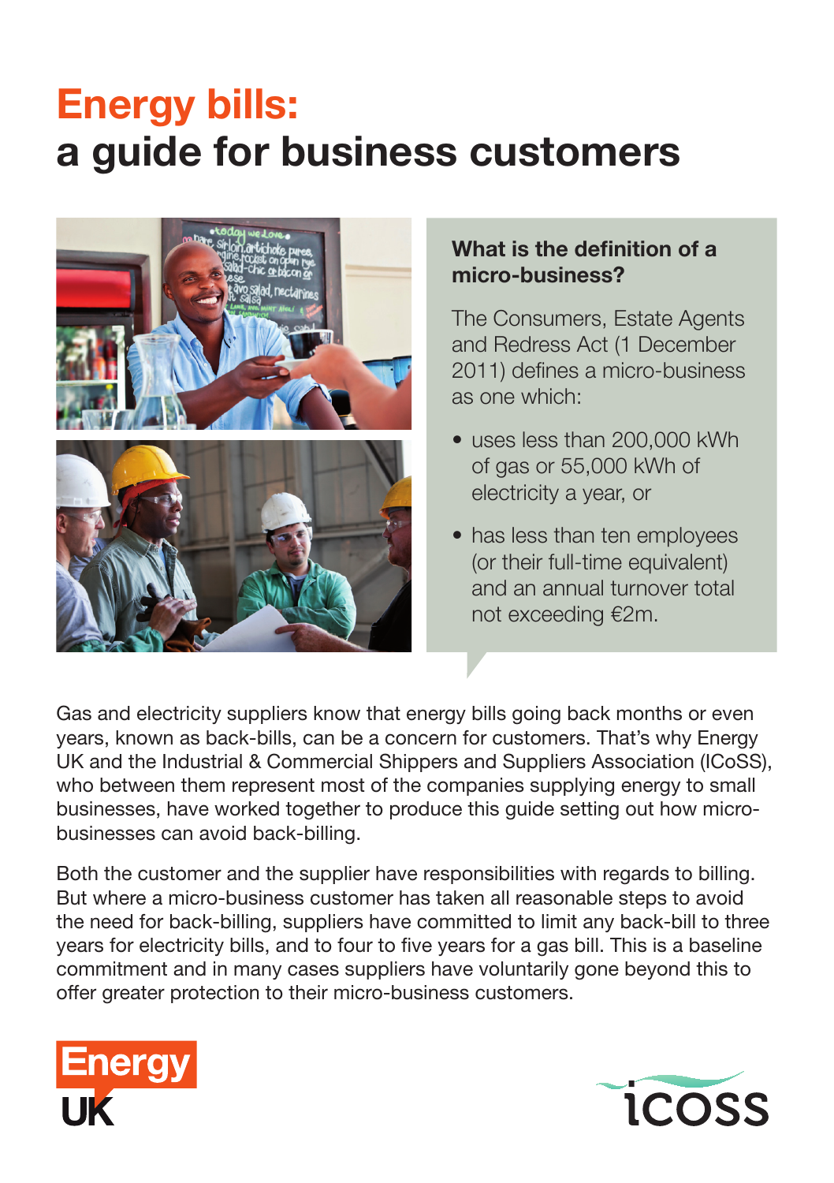# Energy bills:
# a guide for business customers

### What is the definition of a micro-business?

The Consumers, Estate Agents and Redress Act (1 December 2011) defines a micro-business as one which:

- uses less than 200,000 kWh of gas or 55,000 kWh of electricity a year, or
- has less than ten employees (or their full-time equivalent) and an annual turnover total not exceeding €2m.

Gas and electricity suppliers know that energy bills going back months or even years, known as back-bills, can be a concern for customers. That's why Energy UK and the Industrial & Commercial Shippers and Suppliers Association (ICoSS), who between them represent most of the companies supplying energy to small businesses, have worked together to produce this guide setting out how micro-businesses can avoid back-billing.

Both the customer and the supplier have responsibilities with regards to billing. But where a micro-business customer has taken all reasonable steps to avoid the need for back-billing, suppliers have committed to limit any back-bill to three years for electricity bills, and to four to five years for a gas bill. This is a baseline commitment and in many cases suppliers have voluntarily gone beyond this to offer greater protection to their micro-business customers.

Energy UK

ICOSS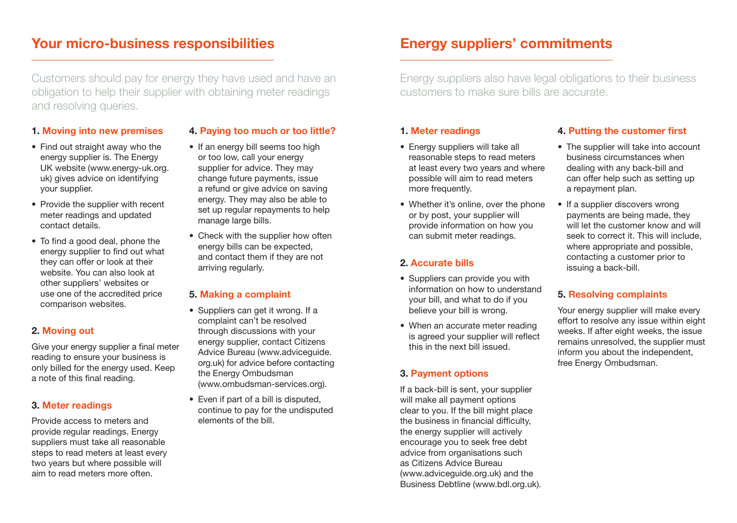## Your micro-business responsibilities

Customers should pay for energy they have used and have an obligation to help their supplier with obtaining meter readings and resolving queries.

### 1. Moving into new premises

- Find out straight away who the energy supplier is. The Energy UK website (www.energy-uk.org.uk) gives advice on identifying your supplier.
- Provide the supplier with recent meter readings and updated contact details.
- To find a good deal, phone the energy supplier to find out what they can offer or look at their website. You can also look at other suppliers' websites or use one of the accredited price comparison websites.

### 2. Moving out

Give your energy supplier a final meter reading to ensure your business is only billed for the energy used. Keep a note of this final reading.

### 3. Meter readings

Provide access to meters and provide regular readings. Energy suppliers must take all reasonable steps to read meters at least every two years but where possible will aim to read meters more often.

### 4. Paying too much or too little?

- If an energy bill seems too high or too low, call your energy supplier for advice. They may change future payments, issue a refund or give advice on saving energy. They may also be able to set up regular repayments to help manage large bills.
- Check with the supplier how often energy bills can be expected, and contact them if they are not arriving regularly.

### 5. Making a complaint

- Suppliers can get it wrong. If a complaint can't be resolved through discussions with your energy supplier, contact Citizens Advice Bureau (www.adviceguide.org.uk) for advice before contacting the Energy Ombudsman (www.ombudsman-services.org).
- Even if part of a bill is disputed, continue to pay for the undisputed elements of the bill.

## Energy suppliers' commitments

Energy suppliers also have legal obligations to their business customers to make sure bills are accurate.

### 1. Meter readings

- Energy suppliers will take all reasonable steps to read meters at least every two years and where possible will aim to read meters more frequently.
- Whether it's online, over the phone or by post, your supplier will provide information on how you can submit meter readings.

### 2. Accurate bills

- Suppliers can provide you with information on how to understand your bill, and what to do if you believe your bill is wrong.
- When an accurate meter reading is agreed your supplier will reflect this in the next bill issued.

### 3. Payment options

If a back-bill is sent, your supplier will make all payment options clear to you. If the bill might place the business in financial difficulty, the energy supplier will actively encourage you to seek free debt advice from organisations such as Citizens Advice Bureau (www.adviceguide.org.uk) and the Business Debtline (www.bdl.org.uk).

### 4. Putting the customer first

- The supplier will take into account business circumstances when dealing with any back-bill and can offer help such as setting up a repayment plan.
- If a supplier discovers wrong payments are being made, they will let the customer know and will seek to correct it. This will include, where appropriate and possible, contacting a customer prior to issuing a back-bill.

### 5. Resolving complaints

Your energy supplier will make every effort to resolve any issue within eight weeks. If after eight weeks, the issue remains unresolved, the supplier must inform you about the independent, free Energy Ombudsman.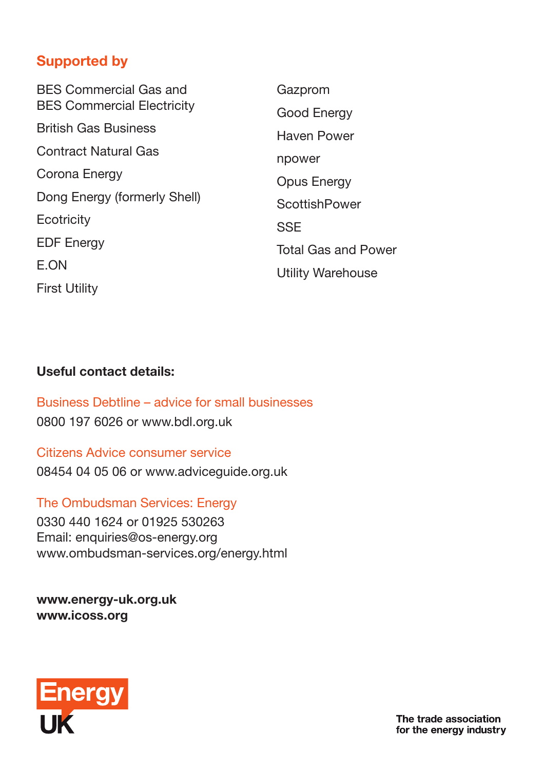## Supported by

BES Commercial Gas and BES Commercial Electricity

British Gas Business

Contract Natural Gas

Corona Energy

Dong Energy (formerly Shell)

Ecotricity

EDF Energy

E.ON

First Utility

Gazprom

Good Energy

Haven Power

npower

Opus Energy

ScottishPower

SSE

Total Gas and Power

Utility Warehouse

**Useful contact details:**

Business Debtline – advice for small businesses
0800 197 6026 or www.bdl.org.uk

Citizens Advice consumer service
08454 04 05 06 or www.adviceguide.org.uk

The Ombudsman Services: Energy
0330 440 1624 or 01925 530263
Email: enquiries@os-energy.org
www.ombudsman-services.org/energy.html

**www.energy-uk.org.uk**
**www.icoss.org**

Energy UK

**The trade association for the energy industry**